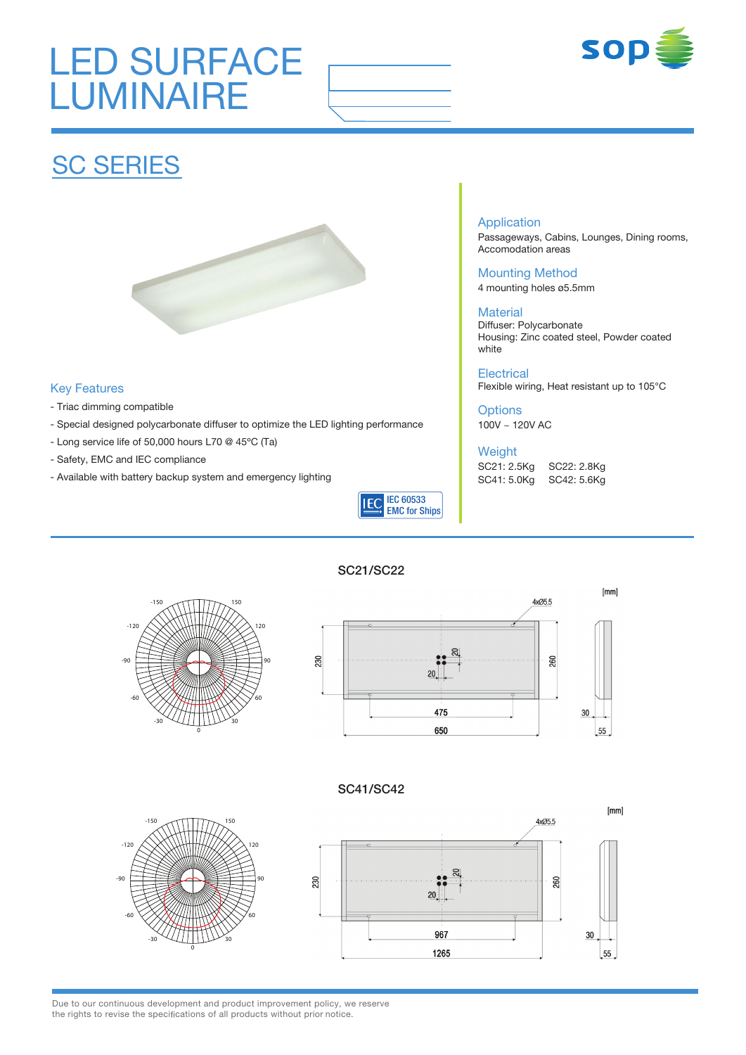# LED SURFACE LUMINAIRE

## SC SERIES

### Key Features

- Triac dimming compatible
- Special designed polycarbonate diffuser to optimize the LED lighting performance
- Long service life of 50,000 hours L70 @ 45ºC (Ta)
- Safety, EMC and IEC compliance
- Available with battery backup system and emergency lighting

IEC 60533 EMC for Ships

### Application

Passageways, Cabins, Lounges, Dining rooms, Accomodation areas

### Mounting Method

4 mounting holes ø5.5mm

### Material

Diffuser: Polycarbonate
Housing: Zinc coated steel, Powder coated white

### Electrical

Flexible wiring, Heat resistant up to 105°C

### Options

100V ~ 120V AC

### Weight

SC21: 2.5Kg SC22: 2.8Kg
SC41: 5.0Kg SC42: 5.6Kg

### SC21/SC22

[mm]

4xØ5.5, 230, 260, 20, 20, 475, 650, 30, 55

### SC41/SC42

[mm]

4xØ5.5, 230, 260, 20, 20, 967, 1265, 30, 55

Due to our continuous development and product improvement policy, we reserve the rights to revise the specifications of all products without prior notice.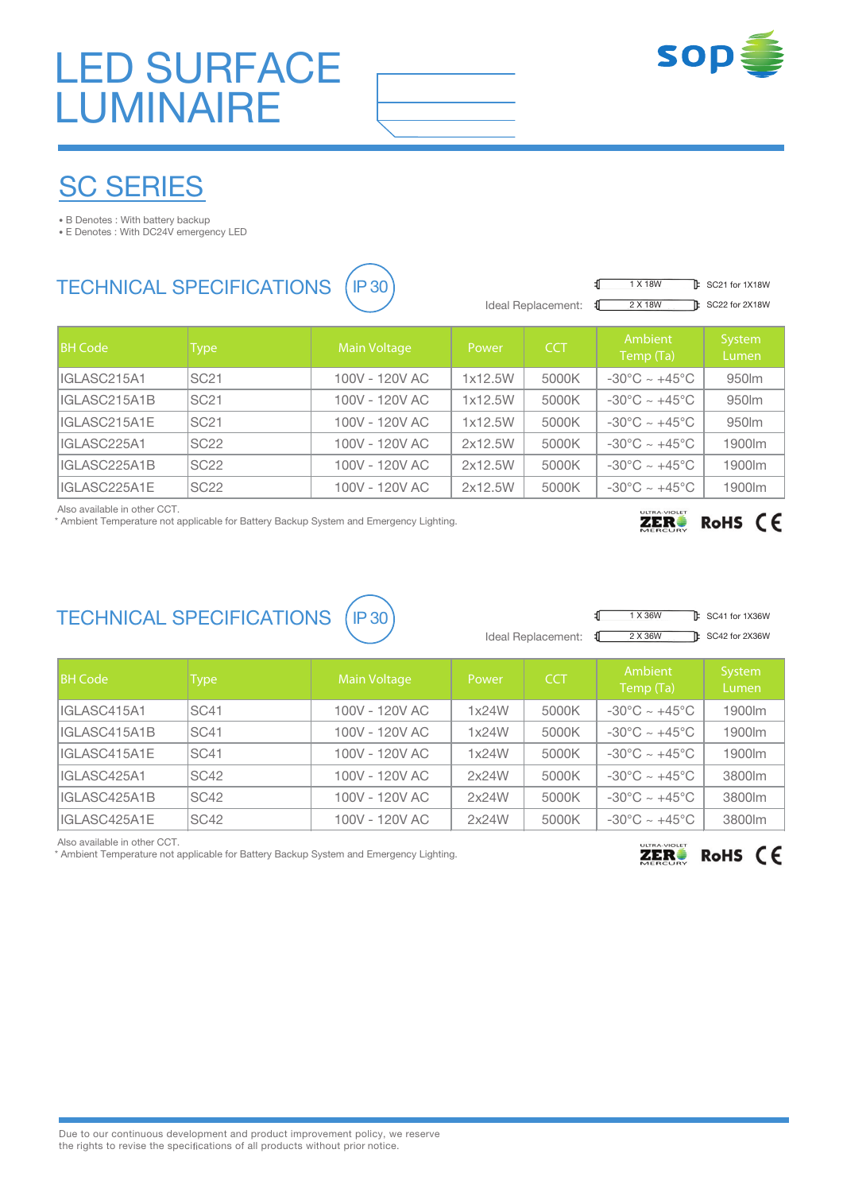# LED SURFACE LUMINAIRE

## SC SERIES

- B Denotes : With battery backup
- E Denotes : With DC24V emergency LED

### TECHNICAL SPECIFICATIONS

IP 30

Ideal Replacement: 1 X 18W — SC21 for 1X18W; 2 X 18W — SC22 for 2X18W

| BH Code | Type | Main Voltage | Power | CCT | Ambient Temp (Ta) | System Lumen |
|---|---|---|---|---|---|---|
| IGLASC215A1 | SC21 | 100V - 120V AC | 1x12.5W | 5000K | -30°C ~ +45°C | 950lm |
| IGLASC215A1B | SC21 | 100V - 120V AC | 1x12.5W | 5000K | -30°C ~ +45°C | 950lm |
| IGLASC215A1E | SC21 | 100V - 120V AC | 1x12.5W | 5000K | -30°C ~ +45°C | 950lm |
| IGLASC225A1 | SC22 | 100V - 120V AC | 2x12.5W | 5000K | -30°C ~ +45°C | 1900lm |
| IGLASC225A1B | SC22 | 100V - 120V AC | 2x12.5W | 5000K | -30°C ~ +45°C | 1900lm |
| IGLASC225A1E | SC22 | 100V - 120V AC | 2x12.5W | 5000K | -30°C ~ +45°C | 1900lm |

Also available in other CCT.
* Ambient Temperature not applicable for Battery Backup System and Emergency Lighting.

ULTRA VIOLET ZERO MERCURY RoHS CE

### TECHNICAL SPECIFICATIONS

IP 30

Ideal Replacement: 1 X 36W — SC41 for 1X36W; 2 X 36W — SC42 for 2X36W

| BH Code | Type | Main Voltage | Power | CCT | Ambient Temp (Ta) | System Lumen |
|---|---|---|---|---|---|---|
| IGLASC415A1 | SC41 | 100V - 120V AC | 1x24W | 5000K | -30°C ~ +45°C | 1900lm |
| IGLASC415A1B | SC41 | 100V - 120V AC | 1x24W | 5000K | -30°C ~ +45°C | 1900lm |
| IGLASC415A1E | SC41 | 100V - 120V AC | 1x24W | 5000K | -30°C ~ +45°C | 1900lm |
| IGLASC425A1 | SC42 | 100V - 120V AC | 2x24W | 5000K | -30°C ~ +45°C | 3800lm |
| IGLASC425A1B | SC42 | 100V - 120V AC | 2x24W | 5000K | -30°C ~ +45°C | 3800lm |
| IGLASC425A1E | SC42 | 100V - 120V AC | 2x24W | 5000K | -30°C ~ +45°C | 3800lm |

Also available in other CCT.
* Ambient Temperature not applicable for Battery Backup System and Emergency Lighting.

ULTRA VIOLET ZERO MERCURY RoHS CE

Due to our continuous development and product improvement policy, we reserve the rights to revise the specifications of all products without prior notice.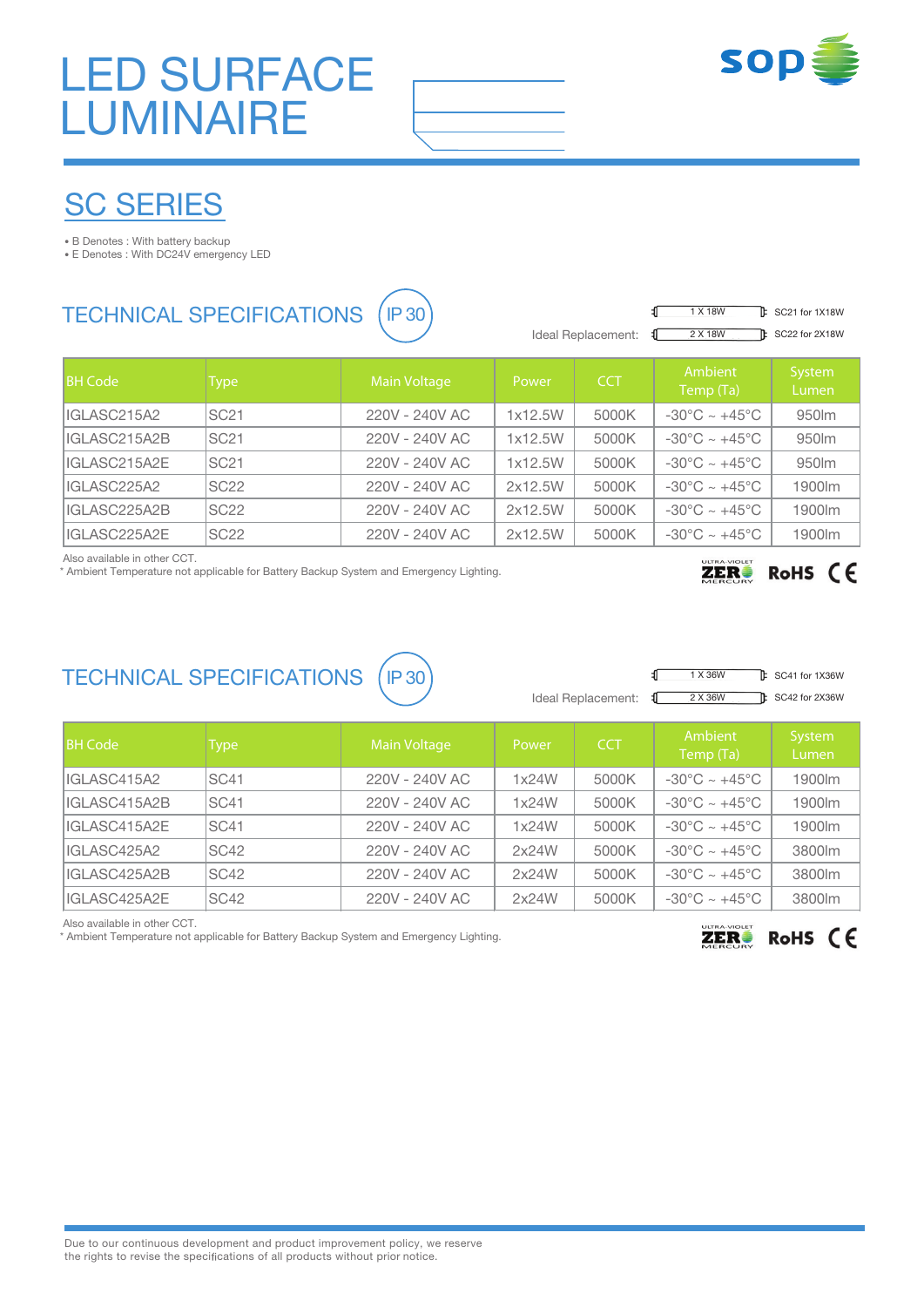# LED SURFACE LUMINAIRE

## SC SERIES

- B Denotes : With battery backup
- E Denotes : With DC24V emergency LED

### TECHNICAL SPECIFICATIONS

IP 30

Ideal Replacement: 1 X 18W SC21 for 1X18W; 2 X 18W SC22 for 2X18W

| BH Code | Type | Main Voltage | Power | CCT | Ambient Temp (Ta) | System Lumen |
|---|---|---|---|---|---|---|
| IGLASC215A2 | SC21 | 220V - 240V AC | 1x12.5W | 5000K | -30°C ~ +45°C | 950lm |
| IGLASC215A2B | SC21 | 220V - 240V AC | 1x12.5W | 5000K | -30°C ~ +45°C | 950lm |
| IGLASC215A2E | SC21 | 220V - 240V AC | 1x12.5W | 5000K | -30°C ~ +45°C | 950lm |
| IGLASC225A2 | SC22 | 220V - 240V AC | 2x12.5W | 5000K | -30°C ~ +45°C | 1900lm |
| IGLASC225A2B | SC22 | 220V - 240V AC | 2x12.5W | 5000K | -30°C ~ +45°C | 1900lm |
| IGLASC225A2E | SC22 | 220V - 240V AC | 2x12.5W | 5000K | -30°C ~ +45°C | 1900lm |

Also available in other CCT.
* Ambient Temperature not applicable for Battery Backup System and Emergency Lighting.

ZERO MERCURY RoHS CE

### TECHNICAL SPECIFICATIONS

IP 30

Ideal Replacement: 1 X 36W SC41 for 1X36W; 2 X 36W SC42 for 2X36W

| BH Code | Type | Main Voltage | Power | CCT | Ambient Temp (Ta) | System Lumen |
|---|---|---|---|---|---|---|
| IGLASC415A2 | SC41 | 220V - 240V AC | 1x24W | 5000K | -30°C ~ +45°C | 1900lm |
| IGLASC415A2B | SC41 | 220V - 240V AC | 1x24W | 5000K | -30°C ~ +45°C | 1900lm |
| IGLASC415A2E | SC41 | 220V - 240V AC | 1x24W | 5000K | -30°C ~ +45°C | 1900lm |
| IGLASC425A2 | SC42 | 220V - 240V AC | 2x24W | 5000K | -30°C ~ +45°C | 3800lm |
| IGLASC425A2B | SC42 | 220V - 240V AC | 2x24W | 5000K | -30°C ~ +45°C | 3800lm |
| IGLASC425A2E | SC42 | 220V - 240V AC | 2x24W | 5000K | -30°C ~ +45°C | 3800lm |

Also available in other CCT.
* Ambient Temperature not applicable for Battery Backup System and Emergency Lighting.

ZERO MERCURY RoHS CE

Due to our continuous development and product improvement policy, we reserve the rights to revise the specifications of all products without prior notice.